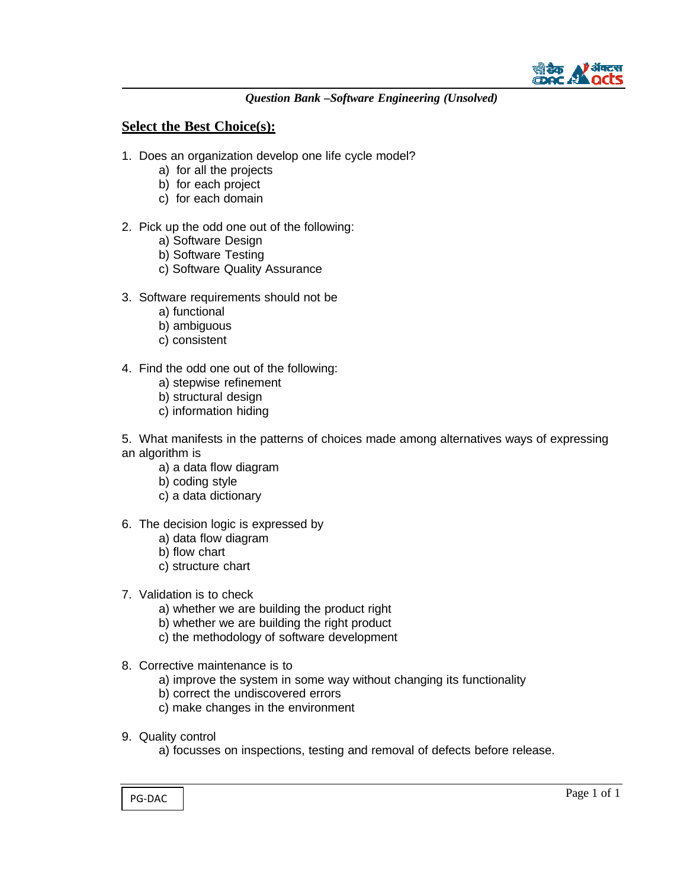*Question Bank –Software Engineering (Unsolved)*

## Select the Best Choice(s):

1. Does an organization develop one life cycle model?
   a) for all the projects
   b) for each project
   c) for each domain

2. Pick up the odd one out of the following:
   a) Software Design
   b) Software Testing
   c) Software Quality Assurance

3. Software requirements should not be
   a) functional
   b) ambiguous
   c) consistent

4. Find the odd one out of the following:
   a) stepwise refinement
   b) structural design
   c) information hiding

5. What manifests in the patterns of choices made among alternatives ways of expressing an algorithm is
   a) a data flow diagram
   b) coding style
   c) a data dictionary

6. The decision logic is expressed by
   a) data flow diagram
   b) flow chart
   c) structure chart

7. Validation is to check
   a) whether we are building the product right
   b) whether we are building the right product
   c) the methodology of software development

8. Corrective maintenance is to
   a) improve the system in some way without changing its functionality
   b) correct the undiscovered errors
   c) make changes in the environment

9. Quality control
   a) focusses on inspections, testing and removal of defects before release.

PG-DAC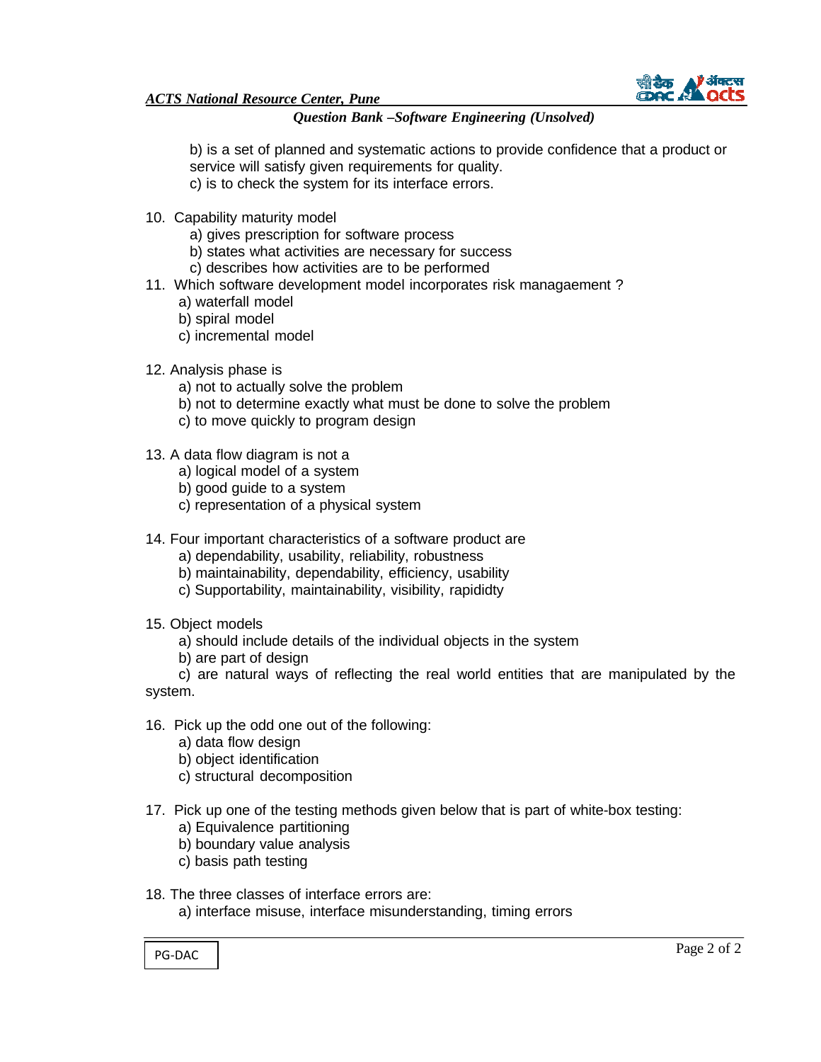b) is a set of planned and systematic actions to provide confidence that a product or service will satisfy given requirements for quality.
c) is to check the system for its interface errors.

10. Capability maturity model
    a) gives prescription for software process
    b) states what activities are necessary for success
    c) describes how activities are to be performed

11. Which software development model incorporates risk managaement ?
    a) waterfall model
    b) spiral model
    c) incremental model

12. Analysis phase is
    a) not to actually solve the problem
    b) not to determine exactly what must be done to solve the problem
    c) to move quickly to program design

13. A data flow diagram is not a
    a) logical model of a system
    b) good guide to a system
    c) representation of a physical system

14. Four important characteristics of a software product are
    a) dependability, usability, reliability, robustness
    b) maintainability, dependability, efficiency, usability
    c) Supportability, maintainability, visibility, rapididty

15. Object models
    a) should include details of the individual objects in the system
    b) are part of design
    c) are natural ways of reflecting the real world entities that are manipulated by the system.

16. Pick up the odd one out of the following:
    a) data flow design
    b) object identification
    c) structural decomposition

17. Pick up one of the testing methods given below that is part of white-box testing:
    a) Equivalence partitioning
    b) boundary value analysis
    c) basis path testing

18. The three classes of interface errors are:
    a) interface misuse, interface misunderstanding, timing errors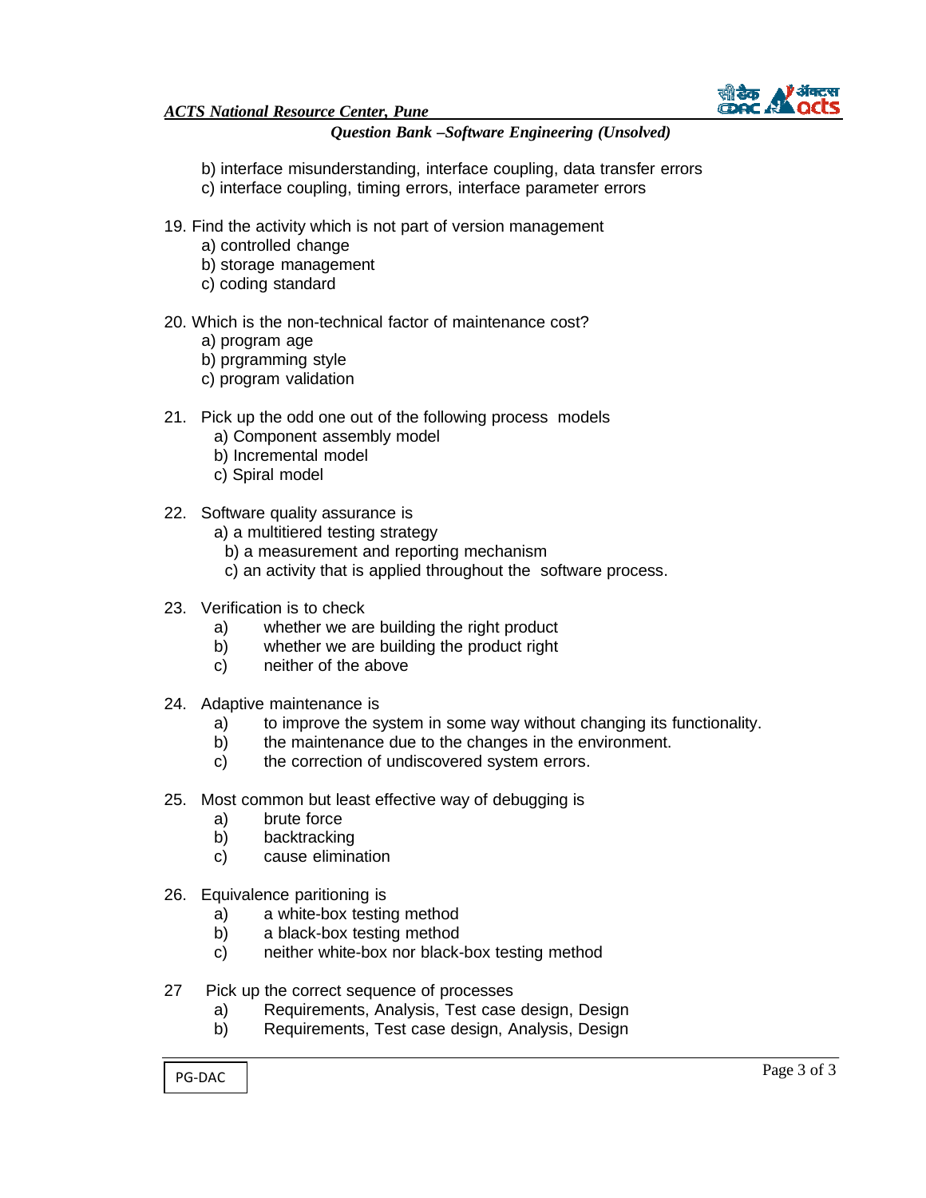b) interface misunderstanding, interface coupling, data transfer errors
c) interface coupling, timing errors, interface parameter errors

19. Find the activity which is not part of version management
    a) controlled change
    b) storage management
    c) coding standard

20. Which is the non-technical factor of maintenance cost?
    a) program age
    b) prgramming style
    c) program validation

21. Pick up the odd one out of the following process models
    a) Component assembly model
    b) Incremental model
    c) Spiral model

22. Software quality assurance is
    a) a multitiered testing strategy
    b) a measurement and reporting mechanism
    c) an activity that is applied throughout the software process.

23. Verification is to check
    a) whether we are building the right product
    b) whether we are building the product right
    c) neither of the above

24. Adaptive maintenance is
    a) to improve the system in some way without changing its functionality.
    b) the maintenance due to the changes in the environment.
    c) the correction of undiscovered system errors.

25. Most common but least effective way of debugging is
    a) brute force
    b) backtracking
    c) cause elimination

26. Equivalence paritioning is
    a) a white-box testing method
    b) a black-box testing method
    c) neither white-box nor black-box testing method

27 Pick up the correct sequence of processes
    a) Requirements, Analysis, Test case design, Design
    b) Requirements, Test case design, Analysis, Design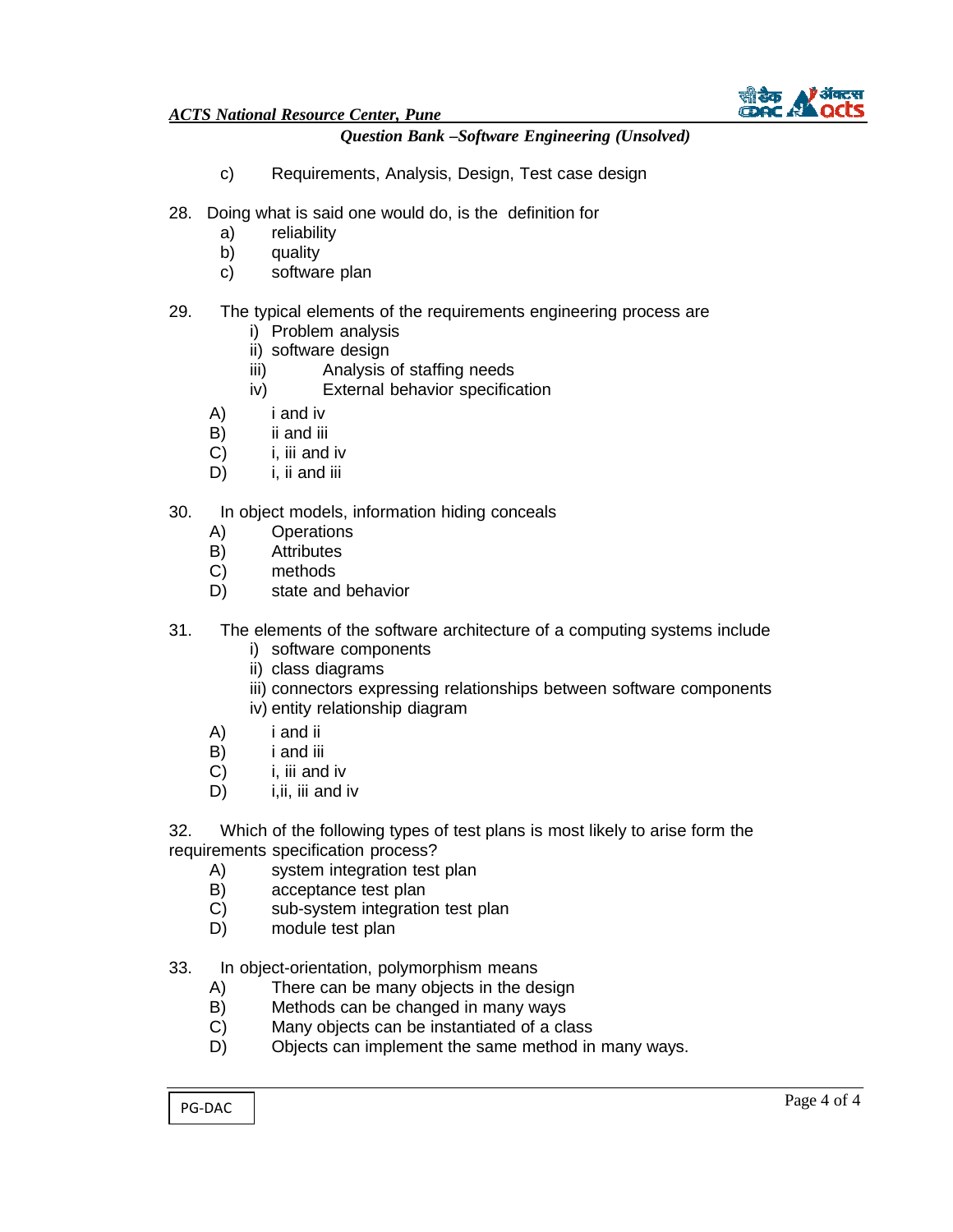c) Requirements, Analysis, Design, Test case design

28. Doing what is said one would do, is the definition for
    a) reliability
    b) quality
    c) software plan

29. The typical elements of the requirements engineering process are
    i) Problem analysis
    ii) software design
    iii) Analysis of staffing needs
    iv) External behavior specification

    A) i and iv
    B) ii and iii
    C) i, iii and iv
    D) i, ii and iii

30. In object models, information hiding conceals
    A) Operations
    B) Attributes
    C) methods
    D) state and behavior

31. The elements of the software architecture of a computing systems include
    i) software components
    ii) class diagrams
    iii) connectors expressing relationships between software components
    iv) entity relationship diagram

    A) i and ii
    B) i and iii
    C) i, iii and iv
    D) i,ii, iii and iv

32. Which of the following types of test plans is most likely to arise form the requirements specification process?
    A) system integration test plan
    B) acceptance test plan
    C) sub-system integration test plan
    D) module test plan

33. In object-orientation, polymorphism means
    A) There can be many objects in the design
    B) Methods can be changed in many ways
    C) Many objects can be instantiated of a class
    D) Objects can implement the same method in many ways.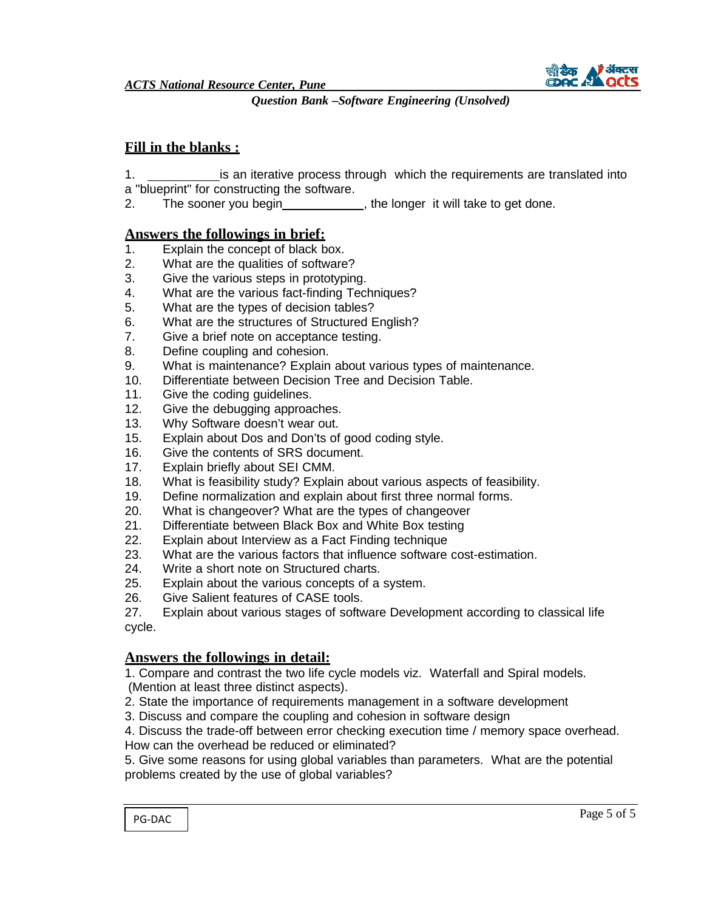## Fill in the blanks :

1. __________ is an iterative process through which the requirements are translated into a "blueprint" for constructing the software.
2. The sooner you begin__________, the longer it will take to get done.

## Answers the followings in brief:

1. Explain the concept of black box.
2. What are the qualities of software?
3. Give the various steps in prototyping.
4. What are the various fact-finding Techniques?
5. What are the types of decision tables?
6. What are the structures of Structured English?
7. Give a brief note on acceptance testing.
8. Define coupling and cohesion.
9. What is maintenance? Explain about various types of maintenance.
10. Differentiate between Decision Tree and Decision Table.
11. Give the coding guidelines.
12. Give the debugging approaches.
13. Why Software doesn't wear out.
15. Explain about Dos and Don'ts of good coding style.
16. Give the contents of SRS document.
17. Explain briefly about SEI CMM.
18. What is feasibility study? Explain about various aspects of feasibility.
19. Define normalization and explain about first three normal forms.
20. What is changeover? What are the types of changeover
21. Differentiate between Black Box and White Box testing
22. Explain about Interview as a Fact Finding technique
23. What are the various factors that influence software cost-estimation.
24. Write a short note on Structured charts.
25. Explain about the various concepts of a system.
26. Give Salient features of CASE tools.
27. Explain about various stages of software Development according to classical life cycle.

## Answers the followings in detail:

1. Compare and contrast the two life cycle models viz. Waterfall and Spiral models. (Mention at least three distinct aspects).
2. State the importance of requirements management in a software development
3. Discuss and compare the coupling and cohesion in software design
4. Discuss the trade-off between error checking execution time / memory space overhead. How can the overhead be reduced or eliminated?
5. Give some reasons for using global variables than parameters. What are the potential problems created by the use of global variables?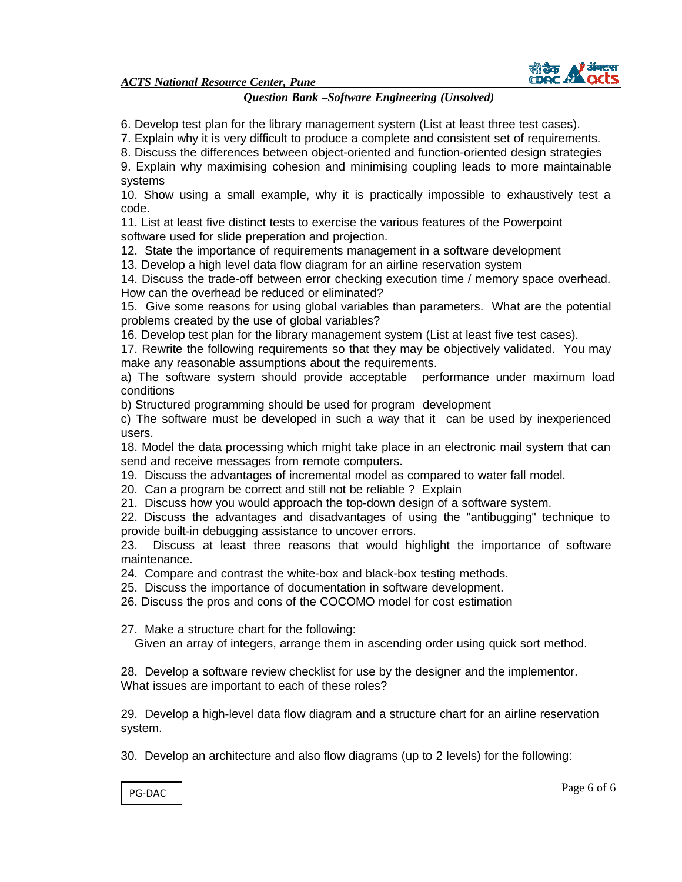6. Develop test plan for the library management system (List at least three test cases).
7. Explain why it is very difficult to produce a complete and consistent set of requirements.
8. Discuss the differences between object-oriented and function-oriented design strategies
9. Explain why maximising cohesion and minimising coupling leads to more maintainable systems
10. Show using a small example, why it is practically impossible to exhaustively test a code.
11. List at least five distinct tests to exercise the various features of the Powerpoint software used for slide preperation and projection.
12. State the importance of requirements management in a software development
13. Develop a high level data flow diagram for an airline reservation system
14. Discuss the trade-off between error checking execution time / memory space overhead. How can the overhead be reduced or eliminated?
15. Give some reasons for using global variables than parameters. What are the potential problems created by the use of global variables?
16. Develop test plan for the library management system (List at least five test cases).
17. Rewrite the following requirements so that they may be objectively validated. You may make any reasonable assumptions about the requirements.

a) The software system should provide acceptable performance under maximum load conditions

b) Structured programming should be used for program development

c) The software must be developed in such a way that it can be used by inexperienced users.

18. Model the data processing which might take place in an electronic mail system that can send and receive messages from remote computers.
19. Discuss the advantages of incremental model as compared to water fall model.
20. Can a program be correct and still not be reliable ? Explain
21. Discuss how you would approach the top-down design of a software system.
22. Discuss the advantages and disadvantages of using the "antibugging" technique to provide built-in debugging assistance to uncover errors.
23. Discuss at least three reasons that would highlight the importance of software maintenance.
24. Compare and contrast the white-box and black-box testing methods.
25. Discuss the importance of documentation in software development.
26. Discuss the pros and cons of the COCOMO model for cost estimation

27. Make a structure chart for the following:
   Given an array of integers, arrange them in ascending order using quick sort method.

28. Develop a software review checklist for use by the designer and the implementor. What issues are important to each of these roles?

29. Develop a high-level data flow diagram and a structure chart for an airline reservation system.

30. Develop an architecture and also flow diagrams (up to 2 levels) for the following: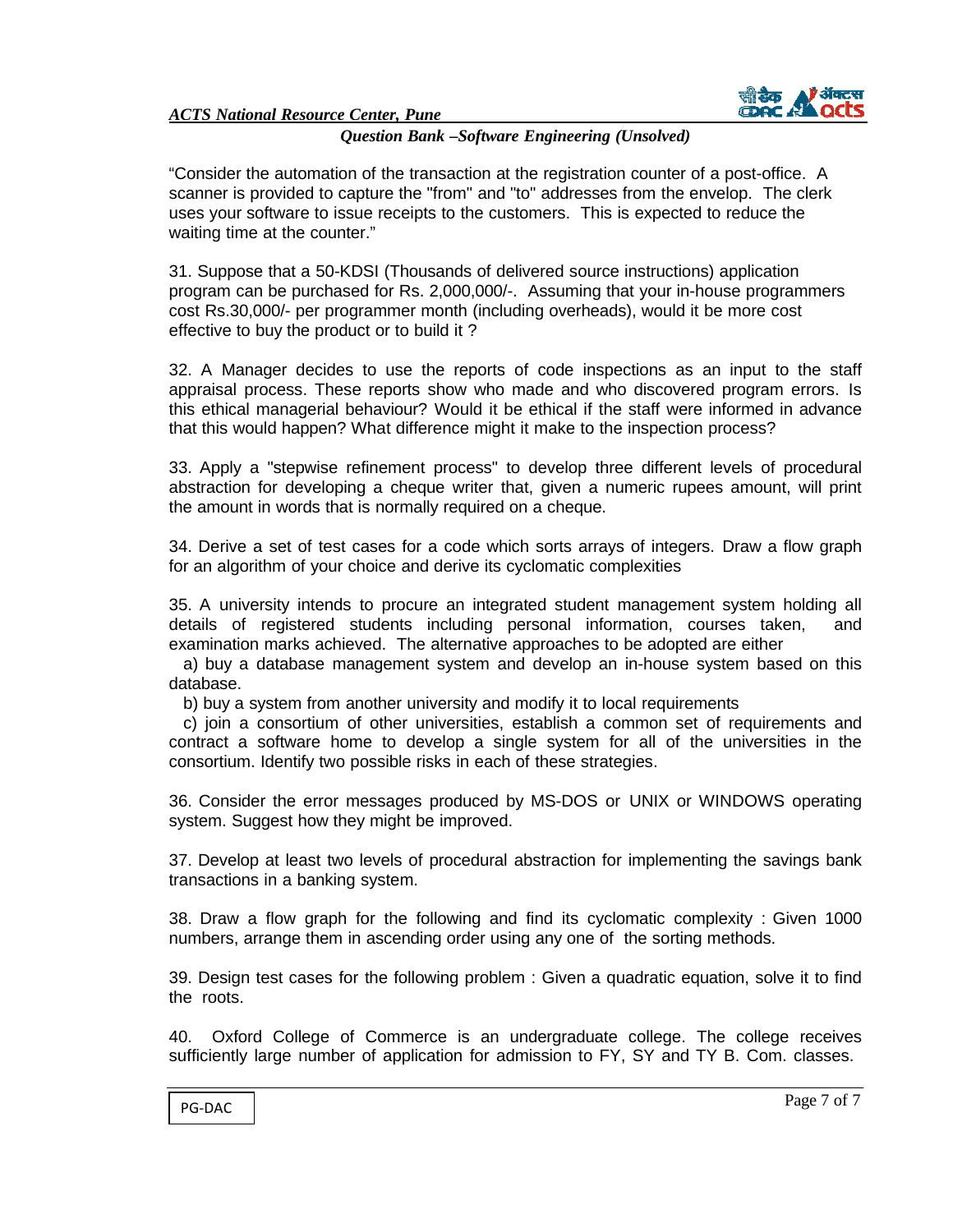"Consider the automation of the transaction at the registration counter of a post-office. A scanner is provided to capture the "from" and "to" addresses from the envelop. The clerk uses your software to issue receipts to the customers. This is expected to reduce the waiting time at the counter."

31. Suppose that a 50-KDSI (Thousands of delivered source instructions) application program can be purchased for Rs. 2,000,000/-. Assuming that your in-house programmers cost Rs.30,000/- per programmer month (including overheads), would it be more cost effective to buy the product or to build it ?

32. A Manager decides to use the reports of code inspections as an input to the staff appraisal process. These reports show who made and who discovered program errors. Is this ethical managerial behaviour? Would it be ethical if the staff were informed in advance that this would happen? What difference might it make to the inspection process?

33. Apply a "stepwise refinement process" to develop three different levels of procedural abstraction for developing a cheque writer that, given a numeric rupees amount, will print the amount in words that is normally required on a cheque.

34. Derive a set of test cases for a code which sorts arrays of integers. Draw a flow graph for an algorithm of your choice and derive its cyclomatic complexities

35. A university intends to procure an integrated student management system holding all details of registered students including personal information, courses taken, and examination marks achieved. The alternative approaches to be adopted are either

a) buy a database management system and develop an in-house system based on this database.

b) buy a system from another university and modify it to local requirements

c) join a consortium of other universities, establish a common set of requirements and contract a software home to develop a single system for all of the universities in the consortium. Identify two possible risks in each of these strategies.

36. Consider the error messages produced by MS-DOS or UNIX or WINDOWS operating system. Suggest how they might be improved.

37. Develop at least two levels of procedural abstraction for implementing the savings bank transactions in a banking system.

38. Draw a flow graph for the following and find its cyclomatic complexity : Given 1000 numbers, arrange them in ascending order using any one of the sorting methods.

39. Design test cases for the following problem : Given a quadratic equation, solve it to find the roots.

40. Oxford College of Commerce is an undergraduate college. The college receives sufficiently large number of application for admission to FY, SY and TY B. Com. classes.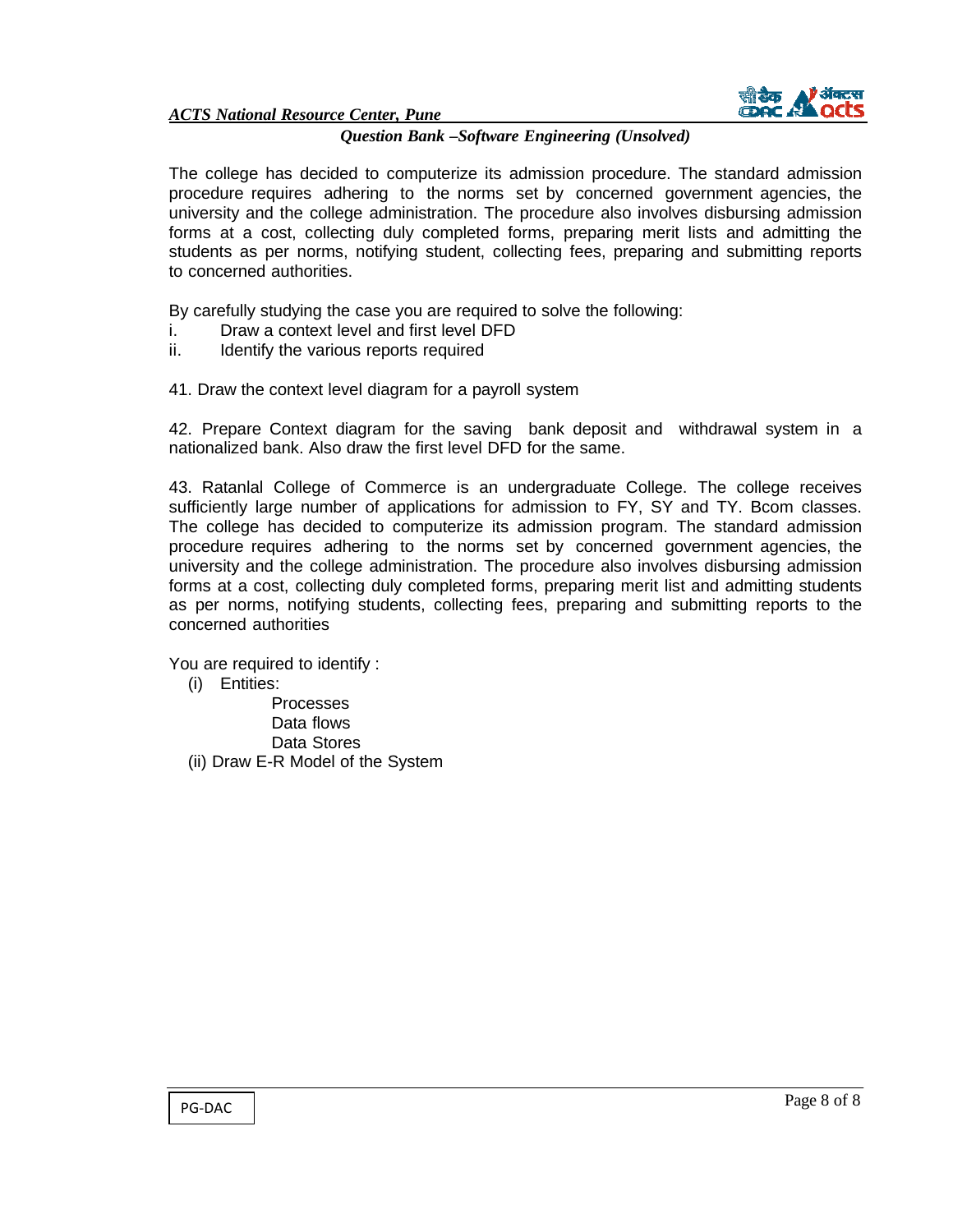The college has decided to computerize its admission procedure. The standard admission procedure requires adhering to the norms set by concerned government agencies, the university and the college administration. The procedure also involves disbursing admission forms at a cost, collecting duly completed forms, preparing merit lists and admitting the students as per norms, notifying student, collecting fees, preparing and submitting reports to concerned authorities.

By carefully studying the case you are required to solve the following:

i. Draw a context level and first level DFD
ii. Identify the various reports required

41. Draw the context level diagram for a payroll system

42. Prepare Context diagram for the saving bank deposit and withdrawal system in a nationalized bank. Also draw the first level DFD for the same.

43. Ratanlal College of Commerce is an undergraduate College. The college receives sufficiently large number of applications for admission to FY, SY and TY. Bcom classes. The college has decided to computerize its admission program. The standard admission procedure requires adhering to the norms set by concerned government agencies, the university and the college administration. The procedure also involves disbursing admission forms at a cost, collecting duly completed forms, preparing merit list and admitting students as per norms, notifying students, collecting fees, preparing and submitting reports to the concerned authorities

You are required to identify :

(i) Entities:
  - Processes
  - Data flows
  - Data Stores

(ii) Draw E-R Model of the System